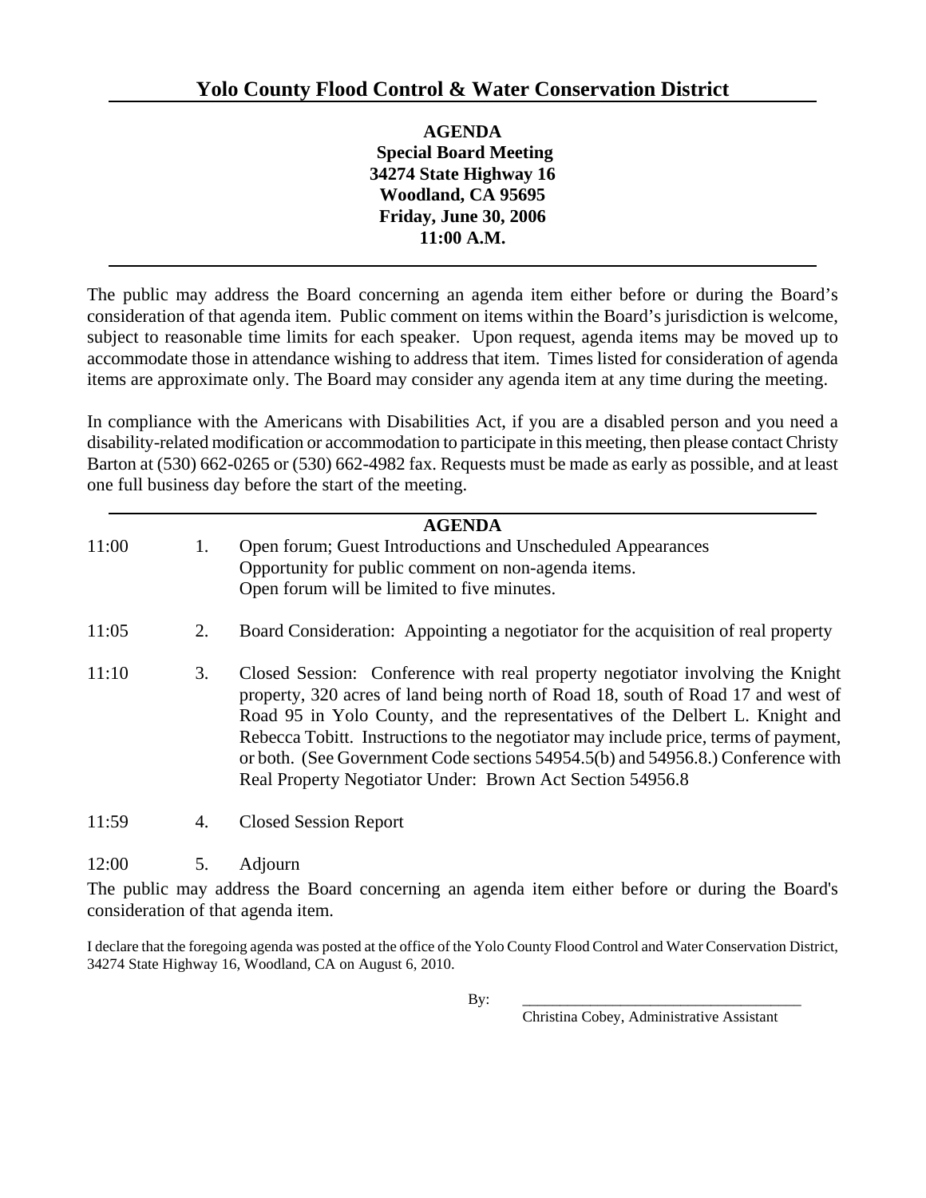# Yolo County Flood Control & Water Conservation District

**AGENDA**
**Special Board Meeting**
**34274 State Highway 16**
**Woodland, CA 95695**
**Friday, June 30, 2006**
**11:00 A.M.**

---

The public may address the Board concerning an agenda item either before or during the Board's consideration of that agenda item. Public comment on items within the Board's jurisdiction is welcome, subject to reasonable time limits for each speaker. Upon request, agenda items may be moved up to accommodate those in attendance wishing to address that item. Times listed for consideration of agenda items are approximate only. The Board may consider any agenda item at any time during the meeting.

In compliance with the Americans with Disabilities Act, if you are a disabled person and you need a disability-related modification or accommodation to participate in this meeting, then please contact Christy Barton at (530) 662-0265 or (530) 662-4982 fax. Requests must be made as early as possible, and at least one full business day before the start of the meeting.

---

**AGENDA**

| | | |
|---|---|---|
| 11:00 | 1. | Open forum; Guest Introductions and Unscheduled Appearances<br>Opportunity for public comment on non-agenda items.<br>Open forum will be limited to five minutes. |
| 11:05 | 2. | Board Consideration: Appointing a negotiator for the acquisition of real property |
| 11:10 | 3. | Closed Session: Conference with real property negotiator involving the Knight property, 320 acres of land being north of Road 18, south of Road 17 and west of Road 95 in Yolo County, and the representatives of the Delbert L. Knight and Rebecca Tobitt. Instructions to the negotiator may include price, terms of payment, or both. (See Government Code sections 54954.5(b) and 54956.8.) Conference with Real Property Negotiator Under: Brown Act Section 54956.8 |
| 11:59 | 4. | Closed Session Report |
| 12:00 | 5. | Adjourn |

The public may address the Board concerning an agenda item either before or during the Board's consideration of that agenda item.

I declare that the foregoing agenda was posted at the office of the Yolo County Flood Control and Water Conservation District, 34274 State Highway 16, Woodland, CA on August 6, 2010.

By: ____________________________________
Christina Cobey, Administrative Assistant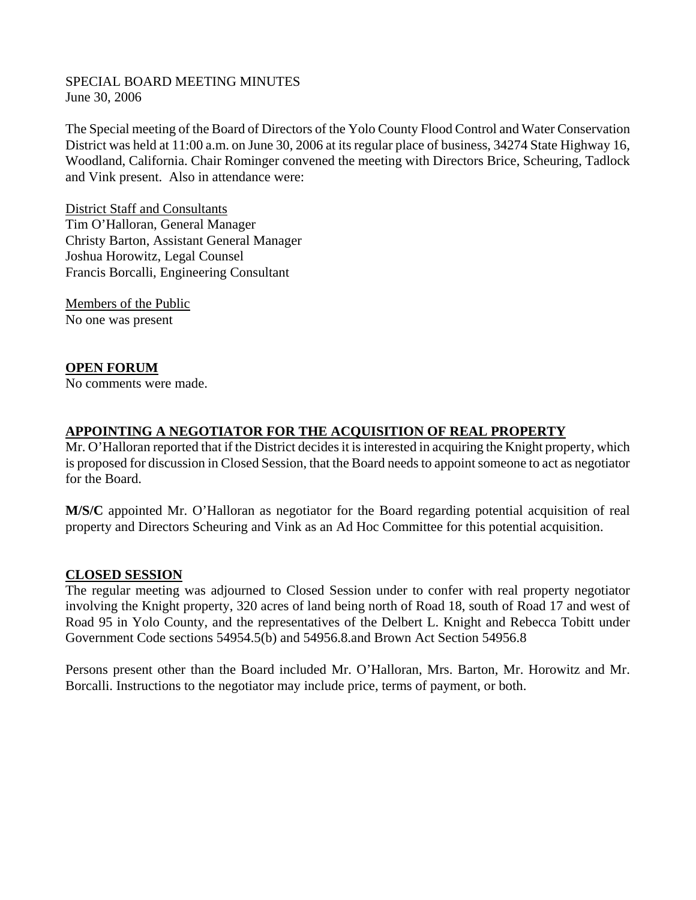SPECIAL BOARD MEETING MINUTES
June 30, 2006

The Special meeting of the Board of Directors of the Yolo County Flood Control and Water Conservation District was held at 11:00 a.m. on June 30, 2006 at its regular place of business, 34274 State Highway 16, Woodland, California. Chair Rominger convened the meeting with Directors Brice, Scheuring, Tadlock and Vink present. Also in attendance were:

District Staff and Consultants
Tim O'Halloran, General Manager
Christy Barton, Assistant General Manager
Joshua Horowitz, Legal Counsel
Francis Borcalli, Engineering Consultant

Members of the Public
No one was present

**OPEN FORUM**
No comments were made.

**APPOINTING A NEGOTIATOR FOR THE ACQUISITION OF REAL PROPERTY**
Mr. O'Halloran reported that if the District decides it is interested in acquiring the Knight property, which is proposed for discussion in Closed Session, that the Board needs to appoint someone to act as negotiator for the Board.

**M/S/C** appointed Mr. O'Halloran as negotiator for the Board regarding potential acquisition of real property and Directors Scheuring and Vink as an Ad Hoc Committee for this potential acquisition.

**CLOSED SESSION**
The regular meeting was adjourned to Closed Session under to confer with real property negotiator involving the Knight property, 320 acres of land being north of Road 18, south of Road 17 and west of Road 95 in Yolo County, and the representatives of the Delbert L. Knight and Rebecca Tobitt under Government Code sections 54954.5(b) and 54956.8.and Brown Act Section 54956.8

Persons present other than the Board included Mr. O'Halloran, Mrs. Barton, Mr. Horowitz and Mr. Borcalli. Instructions to the negotiator may include price, terms of payment, or both.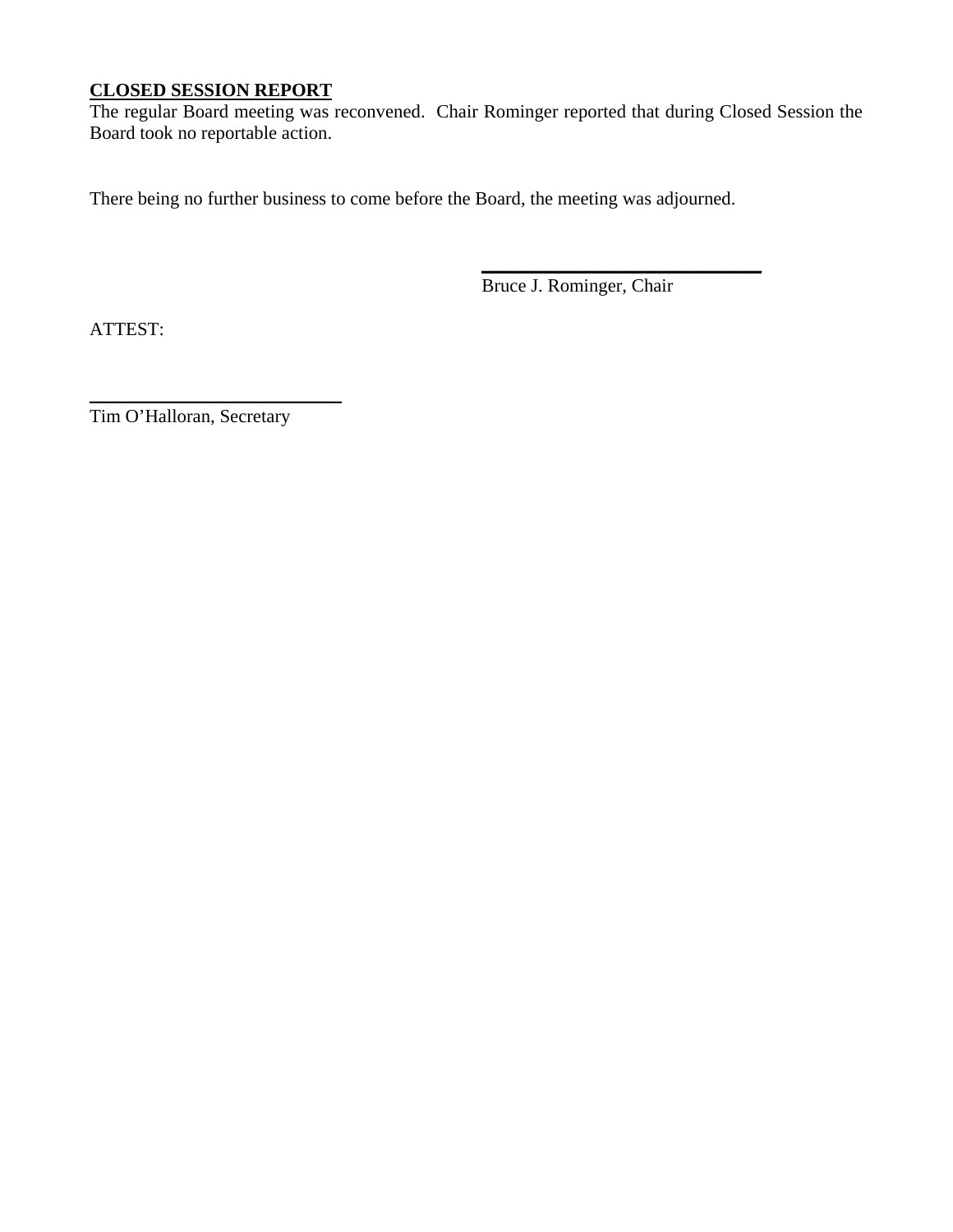**CLOSED SESSION REPORT**

The regular Board meeting was reconvened. Chair Rominger reported that during Closed Session the Board took no reportable action.

There being no further business to come before the Board, the meeting was adjourned.

\_\_\_\_\_\_\_\_\_\_\_\_\_\_\_\_\_\_\_\_\_\_\_\_\_\_\_\_

Bruce J. Rominger, Chair

ATTEST:

\_\_\_\_\_\_\_\_\_\_\_\_\_\_\_\_\_\_\_\_\_\_\_\_\_\_\_\_

Tim O'Halloran, Secretary